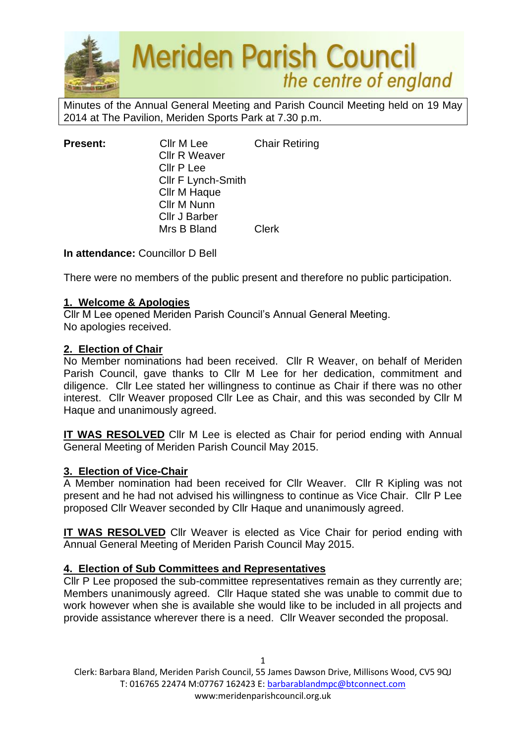# Meriden Parish Council

*the centre of england*

Minutes of the Annual General Meeting and Parish Council Meeting held on 19 May 2014 at The Pavilion, Meriden Sports Park at 7.30 p.m.

| **Present:** | Cllr M Lee | Chair Retiring |
|---|---|---|
| | Cllr R Weaver | |
| | Cllr P Lee | |
| | Cllr F Lynch-Smith | |
| | Cllr M Haque | |
| | Cllr M Nunn | |
| | Cllr J Barber | |
| | Mrs B Bland | Clerk |

**In attendance:** Councillor D Bell

There were no members of the public present and therefore no public participation.

## 1. Welcome & Apologies

Cllr M Lee opened Meriden Parish Council's Annual General Meeting.
No apologies received.

## 2. Election of Chair

No Member nominations had been received. Cllr R Weaver, on behalf of Meriden Parish Council, gave thanks to Cllr M Lee for her dedication, commitment and diligence. Cllr Lee stated her willingness to continue as Chair if there was no other interest. Cllr Weaver proposed Cllr Lee as Chair, and this was seconded by Cllr M Haque and unanimously agreed.

**IT WAS RESOLVED** Cllr M Lee is elected as Chair for period ending with Annual General Meeting of Meriden Parish Council May 2015.

## 3. Election of Vice-Chair

A Member nomination had been received for Cllr Weaver. Cllr R Kipling was not present and he had not advised his willingness to continue as Vice Chair. Cllr P Lee proposed Cllr Weaver seconded by Cllr Haque and unanimously agreed.

**IT WAS RESOLVED** Cllr Weaver is elected as Vice Chair for period ending with Annual General Meeting of Meriden Parish Council May 2015.

## 4. Election of Sub Committees and Representatives

Cllr P Lee proposed the sub-committee representatives remain as they currently are; Members unanimously agreed. Cllr Haque stated she was unable to commit due to work however when she is available she would like to be included in all projects and provide assistance wherever there is a need. Cllr Weaver seconded the proposal.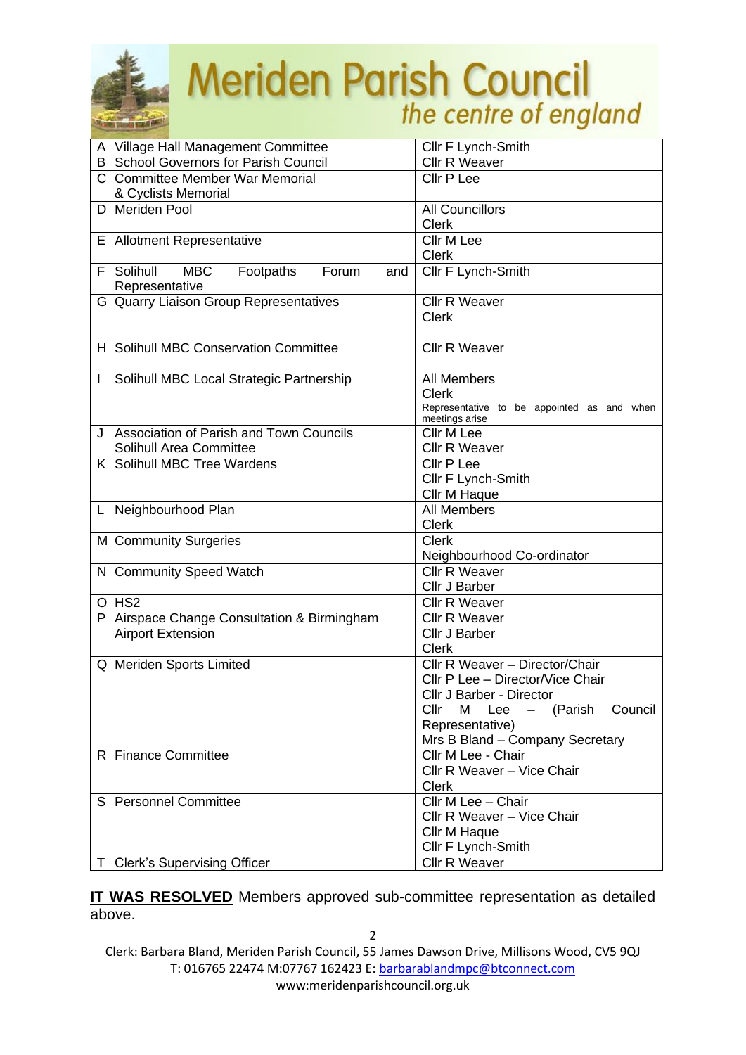| | | |
|---|---|---|
| A | Village Hall Management Committee | Cllr F Lynch-Smith |
| B | School Governors for Parish Council | Cllr R Weaver |
| C | Committee Member War Memorial & Cyclists Memorial | Cllr P Lee |
| D | Meriden Pool | All Councillors<br>Clerk |
| E | Allotment Representative | Cllr M Lee<br>Clerk |
| F | Solihull MBC Footpaths Forum and Representative | Cllr F Lynch-Smith |
| G | Quarry Liaison Group Representatives | Cllr R Weaver<br>Clerk |
| H | Solihull MBC Conservation Committee | Cllr R Weaver |
| I | Solihull MBC Local Strategic Partnership | All Members<br>Clerk<br>Representative to be appointed as and when meetings arise |
| J | Association of Parish and Town Councils Solihull Area Committee | Cllr M Lee<br>Cllr R Weaver |
| K | Solihull MBC Tree Wardens | Cllr P Lee<br>Cllr F Lynch-Smith<br>Cllr M Haque |
| L | Neighbourhood Plan | All Members<br>Clerk |
| M | Community Surgeries | Clerk<br>Neighbourhood Co-ordinator |
| N | Community Speed Watch | Cllr R Weaver<br>Cllr J Barber |
| O | HS2 | Cllr R Weaver |
| P | Airspace Change Consultation & Birmingham Airport Extension | Cllr R Weaver<br>Cllr J Barber<br>Clerk |
| Q | Meriden Sports Limited | Cllr R Weaver – Director/Chair<br>Cllr P Lee – Director/Vice Chair<br>Cllr J Barber - Director<br>Cllr M Lee – (Parish Council Representative)<br>Mrs B Bland – Company Secretary |
| R | Finance Committee | Cllr M Lee - Chair<br>Cllr R Weaver – Vice Chair<br>Clerk |
| S | Personnel Committee | Cllr M Lee – Chair<br>Cllr R Weaver – Vice Chair<br>Cllr M Haque<br>Cllr F Lynch-Smith |
| T | Clerk's Supervising Officer | Cllr R Weaver |

**IT WAS RESOLVED** Members approved sub-committee representation as detailed above.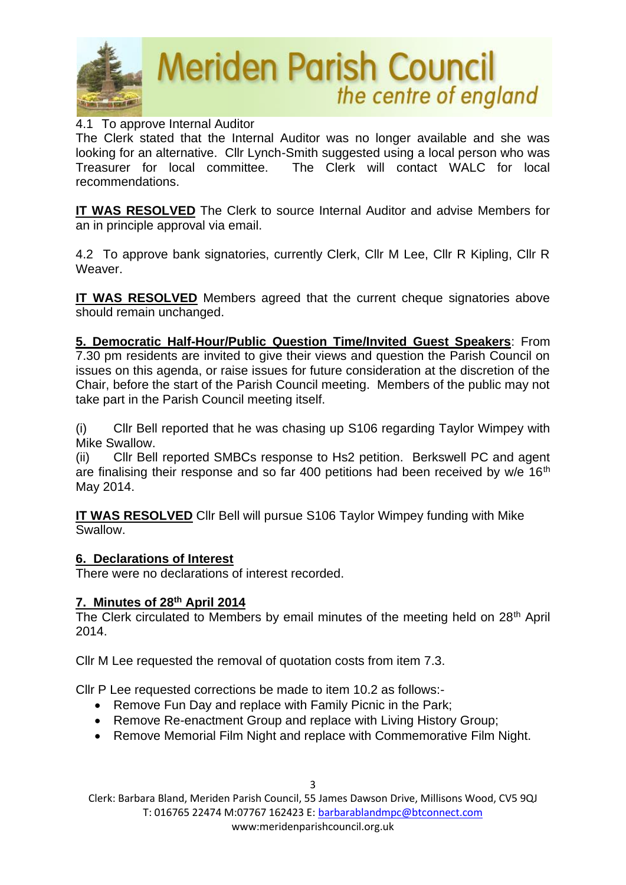4.1 To approve Internal Auditor

The Clerk stated that the Internal Auditor was no longer available and she was looking for an alternative. Cllr Lynch-Smith suggested using a local person who was Treasurer for local committee. The Clerk will contact WALC for local recommendations.

**IT WAS RESOLVED** The Clerk to source Internal Auditor and advise Members for an in principle approval via email.

4.2 To approve bank signatories, currently Clerk, Cllr M Lee, Cllr R Kipling, Cllr R Weaver.

**IT WAS RESOLVED** Members agreed that the current cheque signatories above should remain unchanged.

**5. Democratic Half-Hour/Public Question Time/Invited Guest Speakers**: From 7.30 pm residents are invited to give their views and question the Parish Council on issues on this agenda, or raise issues for future consideration at the discretion of the Chair, before the start of the Parish Council meeting. Members of the public may not take part in the Parish Council meeting itself.

(i) Cllr Bell reported that he was chasing up S106 regarding Taylor Wimpey with Mike Swallow.

(ii) Cllr Bell reported SMBCs response to Hs2 petition. Berkswell PC and agent are finalising their response and so far 400 petitions had been received by w/e 16th May 2014.

**IT WAS RESOLVED** Cllr Bell will pursue S106 Taylor Wimpey funding with Mike Swallow.

## 6. Declarations of Interest

There were no declarations of interest recorded.

## 7. Minutes of 28th April 2014

The Clerk circulated to Members by email minutes of the meeting held on 28th April 2014.

Cllr M Lee requested the removal of quotation costs from item 7.3.

Cllr P Lee requested corrections be made to item 10.2 as follows:-

- Remove Fun Day and replace with Family Picnic in the Park;
- Remove Re-enactment Group and replace with Living History Group;
- Remove Memorial Film Night and replace with Commemorative Film Night.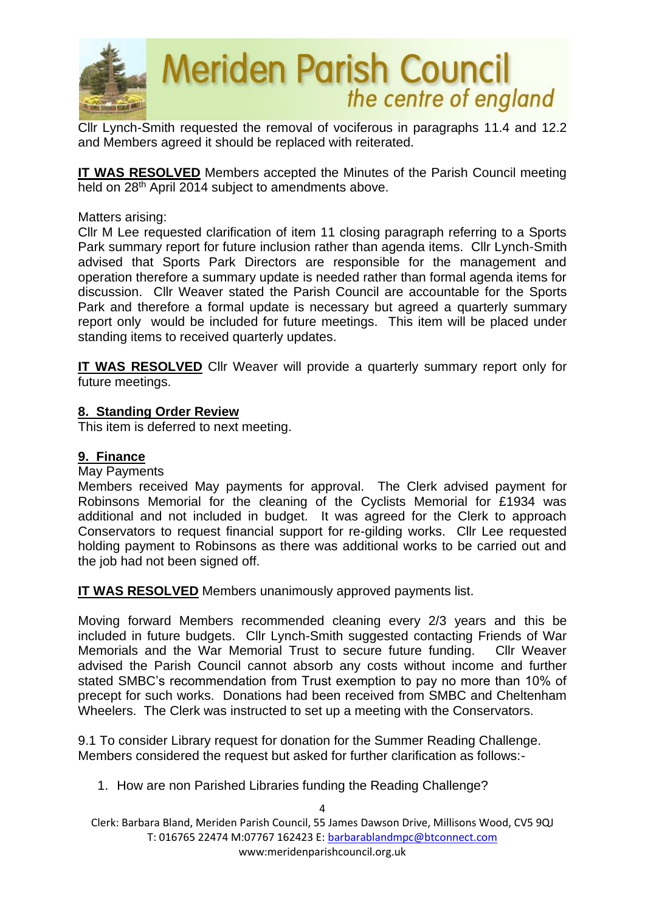Cllr Lynch-Smith requested the removal of vociferous in paragraphs 11.4 and 12.2 and Members agreed it should be replaced with reiterated.

**IT WAS RESOLVED** Members accepted the Minutes of the Parish Council meeting held on 28th April 2014 subject to amendments above.

Matters arising:
Cllr M Lee requested clarification of item 11 closing paragraph referring to a Sports Park summary report for future inclusion rather than agenda items. Cllr Lynch-Smith advised that Sports Park Directors are responsible for the management and operation therefore a summary update is needed rather than formal agenda items for discussion. Cllr Weaver stated the Parish Council are accountable for the Sports Park and therefore a formal update is necessary but agreed a quarterly summary report only would be included for future meetings. This item will be placed under standing items to received quarterly updates.

**IT WAS RESOLVED** Cllr Weaver will provide a quarterly summary report only for future meetings.

## 8. Standing Order Review

This item is deferred to next meeting.

## 9. Finance

May Payments
Members received May payments for approval. The Clerk advised payment for Robinsons Memorial for the cleaning of the Cyclists Memorial for £1934 was additional and not included in budget. It was agreed for the Clerk to approach Conservators to request financial support for re-gilding works. Cllr Lee requested holding payment to Robinsons as there was additional works to be carried out and the job had not been signed off.

**IT WAS RESOLVED** Members unanimously approved payments list.

Moving forward Members recommended cleaning every 2/3 years and this be included in future budgets. Cllr Lynch-Smith suggested contacting Friends of War Memorials and the War Memorial Trust to secure future funding. Cllr Weaver advised the Parish Council cannot absorb any costs without income and further stated SMBC's recommendation from Trust exemption to pay no more than 10% of precept for such works. Donations had been received from SMBC and Cheltenham Wheelers. The Clerk was instructed to set up a meeting with the Conservators.

9.1 To consider Library request for donation for the Summer Reading Challenge.
Members considered the request but asked for further clarification as follows:-

1. How are non Parished Libraries funding the Reading Challenge?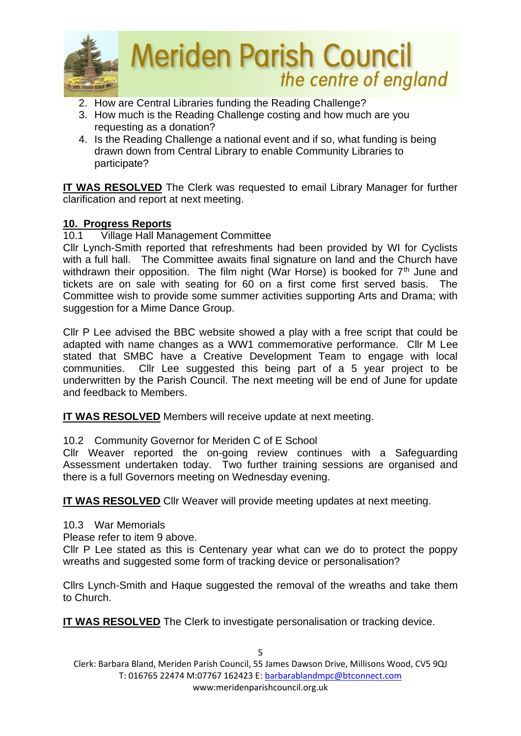2. How are Central Libraries funding the Reading Challenge?
3. How much is the Reading Challenge costing and how much are you requesting as a donation?
4. Is the Reading Challenge a national event and if so, what funding is being drawn down from Central Library to enable Community Libraries to participate?

**IT WAS RESOLVED** The Clerk was requested to email Library Manager for further clarification and report at next meeting.

**10. Progress Reports**

10.1 Village Hall Management Committee

Cllr Lynch-Smith reported that refreshments had been provided by WI for Cyclists with a full hall. The Committee awaits final signature on land and the Church have withdrawn their opposition. The film night (War Horse) is booked for 7th June and tickets are on sale with seating for 60 on a first come first served basis. The Committee wish to provide some summer activities supporting Arts and Drama; with suggestion for a Mime Dance Group.

Cllr P Lee advised the BBC website showed a play with a free script that could be adapted with name changes as a WW1 commemorative performance. Cllr M Lee stated that SMBC have a Creative Development Team to engage with local communities. Cllr Lee suggested this being part of a 5 year project to be underwritten by the Parish Council. The next meeting will be end of June for update and feedback to Members.

**IT WAS RESOLVED** Members will receive update at next meeting.

10.2 Community Governor for Meriden C of E School

Cllr Weaver reported the on-going review continues with a Safeguarding Assessment undertaken today. Two further training sessions are organised and there is a full Governors meeting on Wednesday evening.

**IT WAS RESOLVED** Cllr Weaver will provide meeting updates at next meeting.

10.3 War Memorials

Please refer to item 9 above.

Cllr P Lee stated as this is Centenary year what can we do to protect the poppy wreaths and suggested some form of tracking device or personalisation?

Cllrs Lynch-Smith and Haque suggested the removal of the wreaths and take them to Church.

**IT WAS RESOLVED** The Clerk to investigate personalisation or tracking device.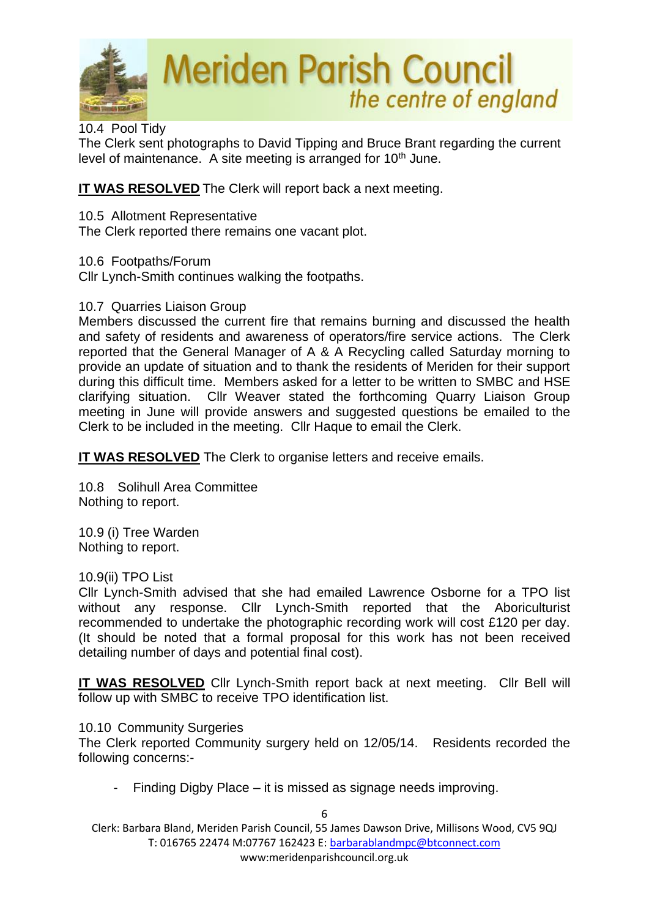10.4 Pool Tidy

The Clerk sent photographs to David Tipping and Bruce Brant regarding the current level of maintenance. A site meeting is arranged for 10th June.

**IT WAS RESOLVED** The Clerk will report back a next meeting.

10.5 Allotment Representative

The Clerk reported there remains one vacant plot.

10.6 Footpaths/Forum

Cllr Lynch-Smith continues walking the footpaths.

10.7 Quarries Liaison Group

Members discussed the current fire that remains burning and discussed the health and safety of residents and awareness of operators/fire service actions. The Clerk reported that the General Manager of A & A Recycling called Saturday morning to provide an update of situation and to thank the residents of Meriden for their support during this difficult time. Members asked for a letter to be written to SMBC and HSE clarifying situation. Cllr Weaver stated the forthcoming Quarry Liaison Group meeting in June will provide answers and suggested questions be emailed to the Clerk to be included in the meeting. Cllr Haque to email the Clerk.

**IT WAS RESOLVED** The Clerk to organise letters and receive emails.

10.8 Solihull Area Committee

Nothing to report.

10.9 (i) Tree Warden

Nothing to report.

10.9(ii) TPO List

Cllr Lynch-Smith advised that she had emailed Lawrence Osborne for a TPO list without any response. Cllr Lynch-Smith reported that the Aboriculturist recommended to undertake the photographic recording work will cost £120 per day. (It should be noted that a formal proposal for this work has not been received detailing number of days and potential final cost).

**IT WAS RESOLVED** Cllr Lynch-Smith report back at next meeting. Cllr Bell will follow up with SMBC to receive TPO identification list.

10.10 Community Surgeries

The Clerk reported Community surgery held on 12/05/14. Residents recorded the following concerns:-

- Finding Digby Place – it is missed as signage needs improving.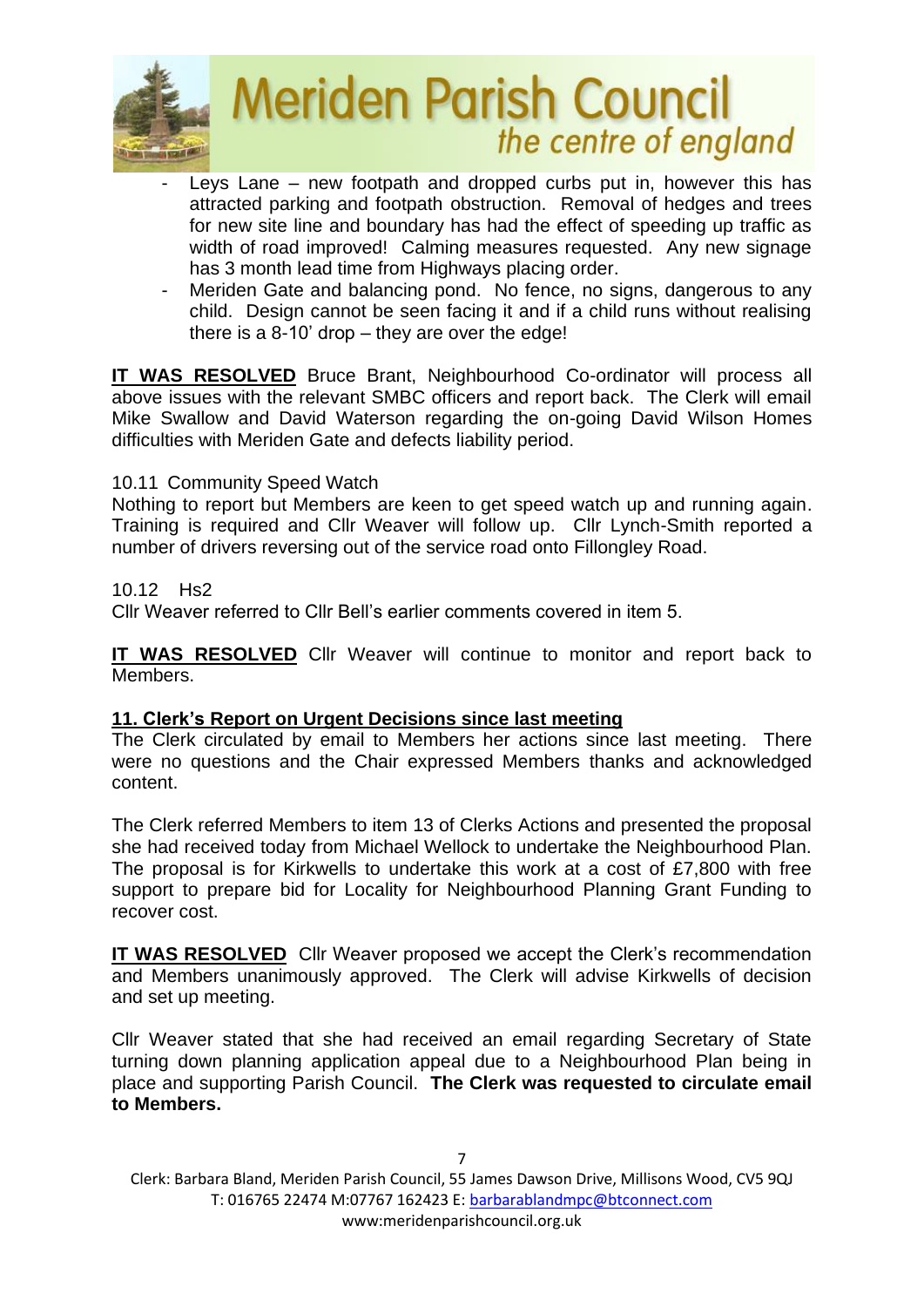- Leys Lane – new footpath and dropped curbs put in, however this has attracted parking and footpath obstruction. Removal of hedges and trees for new site line and boundary has had the effect of speeding up traffic as width of road improved! Calming measures requested. Any new signage has 3 month lead time from Highways placing order.
- Meriden Gate and balancing pond. No fence, no signs, dangerous to any child. Design cannot be seen facing it and if a child runs without realising there is a 8-10' drop – they are over the edge!

**IT WAS RESOLVED** Bruce Brant, Neighbourhood Co-ordinator will process all above issues with the relevant SMBC officers and report back. The Clerk will email Mike Swallow and David Waterson regarding the on-going David Wilson Homes difficulties with Meriden Gate and defects liability period.

10.11 Community Speed Watch

Nothing to report but Members are keen to get speed watch up and running again. Training is required and Cllr Weaver will follow up. Cllr Lynch-Smith reported a number of drivers reversing out of the service road onto Fillongley Road.

10.12 Hs2

Cllr Weaver referred to Cllr Bell's earlier comments covered in item 5.

**IT WAS RESOLVED** Cllr Weaver will continue to monitor and report back to Members.

**11. Clerk's Report on Urgent Decisions since last meeting**

The Clerk circulated by email to Members her actions since last meeting. There were no questions and the Chair expressed Members thanks and acknowledged content.

The Clerk referred Members to item 13 of Clerks Actions and presented the proposal she had received today from Michael Wellock to undertake the Neighbourhood Plan. The proposal is for Kirkwells to undertake this work at a cost of £7,800 with free support to prepare bid for Locality for Neighbourhood Planning Grant Funding to recover cost.

**IT WAS RESOLVED** Cllr Weaver proposed we accept the Clerk's recommendation and Members unanimously approved. The Clerk will advise Kirkwells of decision and set up meeting.

Cllr Weaver stated that she had received an email regarding Secretary of State turning down planning application appeal due to a Neighbourhood Plan being in place and supporting Parish Council. **The Clerk was requested to circulate email to Members.**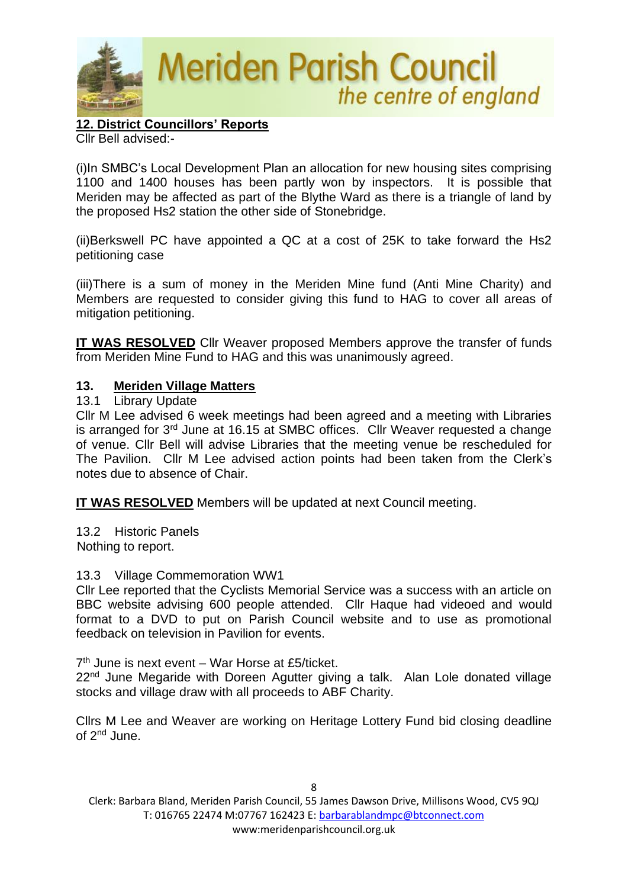## 12. District Councillors' Reports

Cllr Bell advised:-

(i)In SMBC's Local Development Plan an allocation for new housing sites comprising 1100 and 1400 houses has been partly won by inspectors. It is possible that Meriden may be affected as part of the Blythe Ward as there is a triangle of land by the proposed Hs2 station the other side of Stonebridge.

(ii)Berkswell PC have appointed a QC at a cost of 25K to take forward the Hs2 petitioning case

(iii)There is a sum of money in the Meriden Mine fund (Anti Mine Charity) and Members are requested to consider giving this fund to HAG to cover all areas of mitigation petitioning.

**IT WAS RESOLVED** Cllr Weaver proposed Members approve the transfer of funds from Meriden Mine Fund to HAG and this was unanimously agreed.

## 13. Meriden Village Matters

13.1 Library Update

Cllr M Lee advised 6 week meetings had been agreed and a meeting with Libraries is arranged for 3rd June at 16.15 at SMBC offices. Cllr Weaver requested a change of venue. Cllr Bell will advise Libraries that the meeting venue be rescheduled for The Pavilion. Cllr M Lee advised action points had been taken from the Clerk's notes due to absence of Chair.

**IT WAS RESOLVED** Members will be updated at next Council meeting.

13.2 Historic Panels

Nothing to report.

13.3 Village Commemoration WW1

Cllr Lee reported that the Cyclists Memorial Service was a success with an article on BBC website advising 600 people attended. Cllr Haque had videoed and would format to a DVD to put on Parish Council website and to use as promotional feedback on television in Pavilion for events.

7th June is next event – War Horse at £5/ticket.
22nd June Megaride with Doreen Agutter giving a talk. Alan Lole donated village stocks and village draw with all proceeds to ABF Charity.

Cllrs M Lee and Weaver are working on Heritage Lottery Fund bid closing deadline of 2nd June.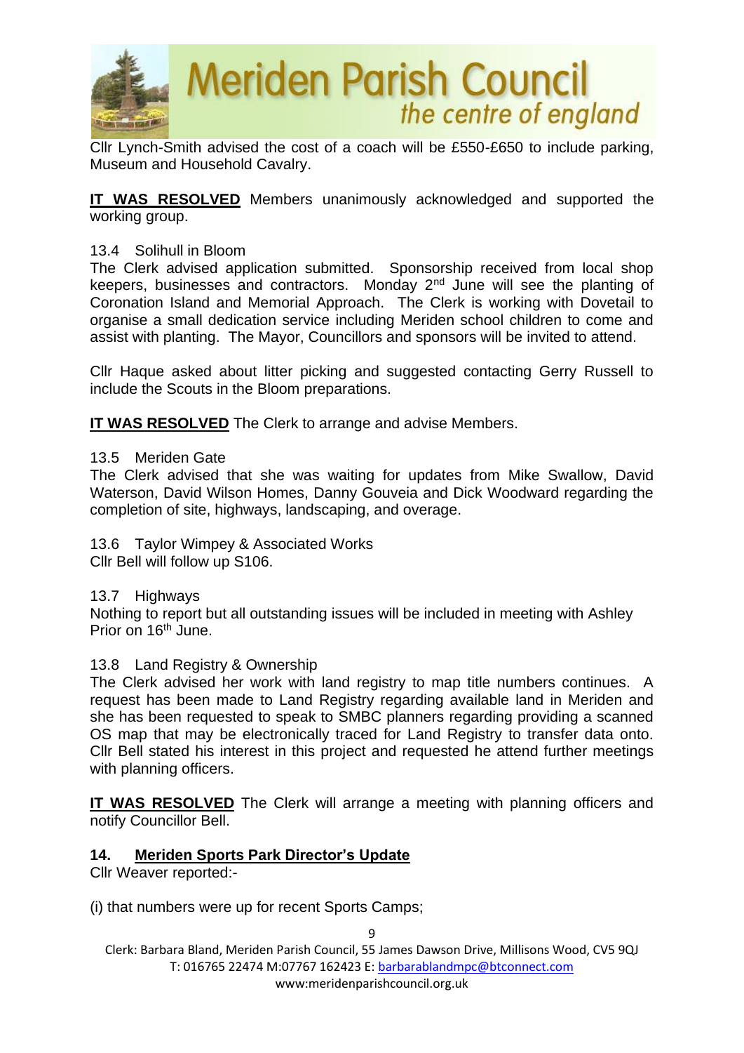Cllr Lynch-Smith advised the cost of a coach will be £550-£650 to include parking, Museum and Household Cavalry.

**IT WAS RESOLVED** Members unanimously acknowledged and supported the working group.

13.4 Solihull in Bloom

The Clerk advised application submitted. Sponsorship received from local shop keepers, businesses and contractors. Monday 2nd June will see the planting of Coronation Island and Memorial Approach. The Clerk is working with Dovetail to organise a small dedication service including Meriden school children to come and assist with planting. The Mayor, Councillors and sponsors will be invited to attend.

Cllr Haque asked about litter picking and suggested contacting Gerry Russell to include the Scouts in the Bloom preparations.

**IT WAS RESOLVED** The Clerk to arrange and advise Members.

13.5 Meriden Gate

The Clerk advised that she was waiting for updates from Mike Swallow, David Waterson, David Wilson Homes, Danny Gouveia and Dick Woodward regarding the completion of site, highways, landscaping, and overage.

13.6 Taylor Wimpey & Associated Works

Cllr Bell will follow up S106.

13.7 Highways

Nothing to report but all outstanding issues will be included in meeting with Ashley Prior on 16th June.

13.8 Land Registry & Ownership

The Clerk advised her work with land registry to map title numbers continues. A request has been made to Land Registry regarding available land in Meriden and she has been requested to speak to SMBC planners regarding providing a scanned OS map that may be electronically traced for Land Registry to transfer data onto. Cllr Bell stated his interest in this project and requested he attend further meetings with planning officers.

**IT WAS RESOLVED** The Clerk will arrange a meeting with planning officers and notify Councillor Bell.

## 14. Meriden Sports Park Director's Update

Cllr Weaver reported:-

(i) that numbers were up for recent Sports Camps;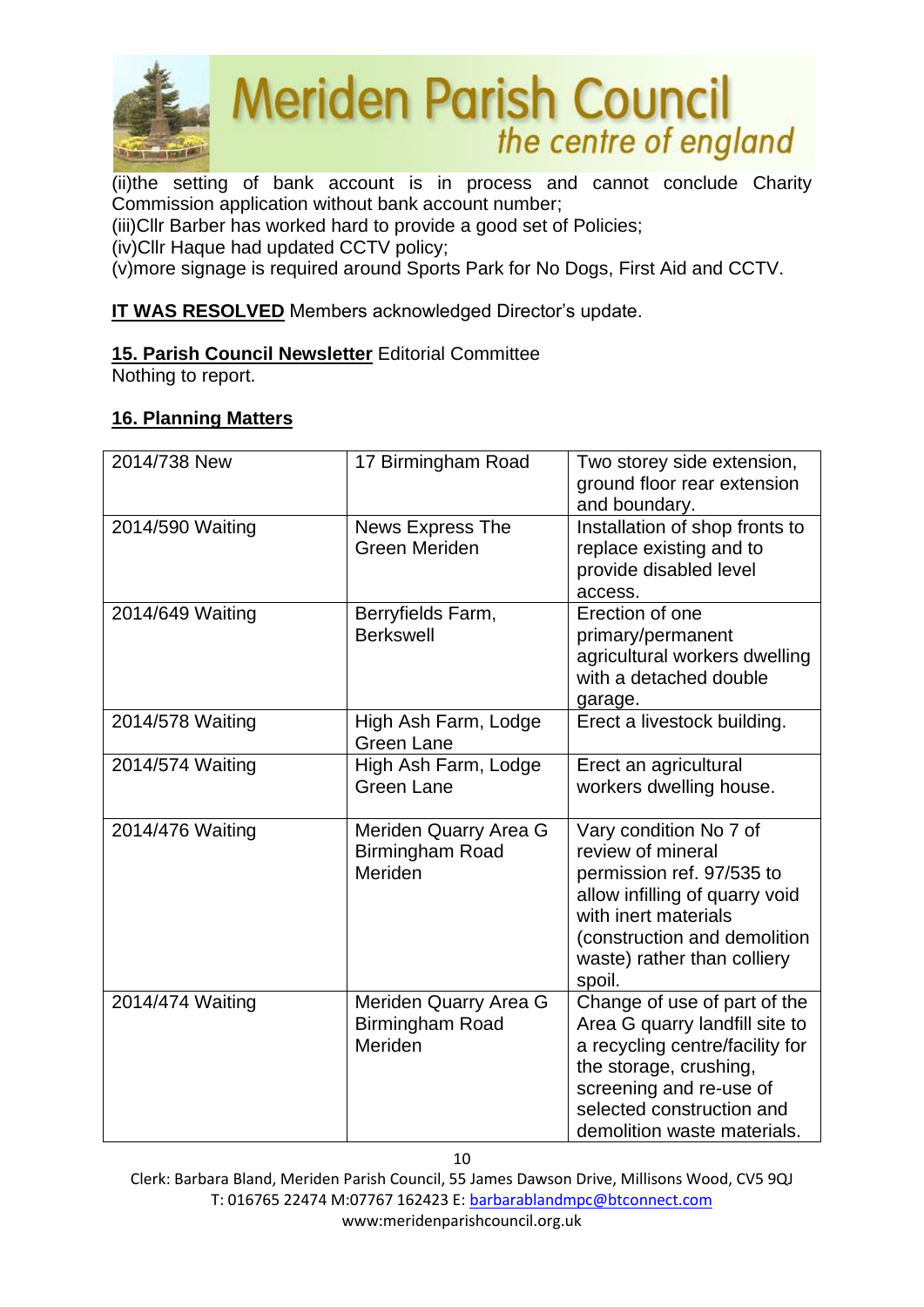(ii)the setting of bank account is in process and cannot conclude Charity Commission application without bank account number;
(iii)Cllr Barber has worked hard to provide a good set of Policies;
(iv)Cllr Haque had updated CCTV policy;
(v)more signage is required around Sports Park for No Dogs, First Aid and CCTV.

**IT WAS RESOLVED** Members acknowledged Director's update.

**15. Parish Council Newsletter** Editorial Committee
Nothing to report.

**16. Planning Matters**

| | | |
|---|---|---|
| 2014/738 New | 17 Birmingham Road | Two storey side extension, ground floor rear extension and boundary. |
| 2014/590 Waiting | News Express The Green Meriden | Installation of shop fronts to replace existing and to provide disabled level access. |
| 2014/649 Waiting | Berryfields Farm, Berkswell | Erection of one primary/permanent agricultural workers dwelling with a detached double garage. |
| 2014/578 Waiting | High Ash Farm, Lodge Green Lane | Erect a livestock building. |
| 2014/574 Waiting | High Ash Farm, Lodge Green Lane | Erect an agricultural workers dwelling house. |
| 2014/476 Waiting | Meriden Quarry Area G Birmingham Road Meriden | Vary condition No 7 of review of mineral permission ref. 97/535 to allow infilling of quarry void with inert materials (construction and demolition waste) rather than colliery spoil. |
| 2014/474 Waiting | Meriden Quarry Area G Birmingham Road Meriden | Change of use of part of the Area G quarry landfill site to a recycling centre/facility for the storage, crushing, screening and re-use of selected construction and demolition waste materials. |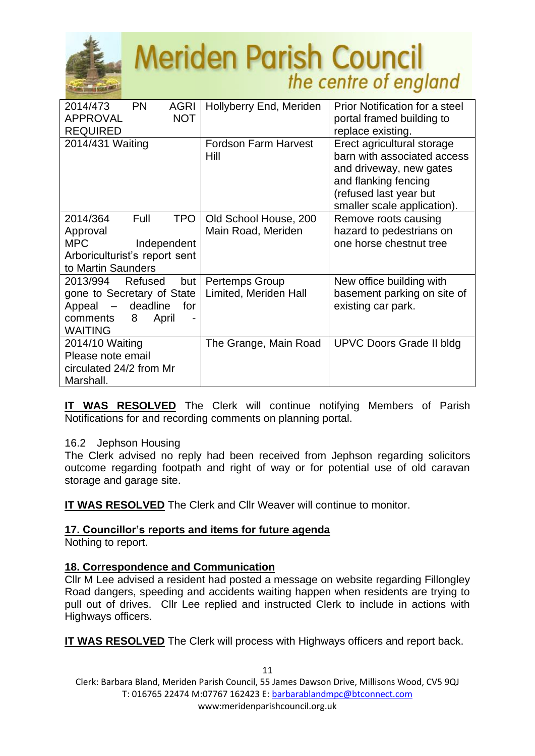| 2014/473 PN AGRI APPROVAL NOT REQUIRED | Hollyberry End, Meriden | Prior Notification for a steel portal framed building to replace existing. |
|---|---|---|
| 2014/431 Waiting | Fordson Farm Harvest Hill | Erect agricultural storage barn with associated access and driveway, new gates and flanking fencing (refused last year but smaller scale application). |
| 2014/364 Full TPO Approval MPC Independent Arboriculturist's report sent to Martin Saunders | Old School House, 200 Main Road, Meriden | Remove roots causing hazard to pedestrians on one horse chestnut tree |
| 2013/994 Refused but gone to Secretary of State Appeal – deadline for comments 8 April - WAITING | Pertemps Group Limited, Meriden Hall | New office building with basement parking on site of existing car park. |
| 2014/10 Waiting Please note email circulated 24/2 from Mr Marshall. | The Grange, Main Road | UPVC Doors Grade II bldg |

**IT WAS RESOLVED** The Clerk will continue notifying Members of Parish Notifications for and recording comments on planning portal.

16.2 Jephson Housing
The Clerk advised no reply had been received from Jephson regarding solicitors outcome regarding footpath and right of way or for potential use of old caravan storage and garage site.

**IT WAS RESOLVED** The Clerk and Cllr Weaver will continue to monitor.

**17. Councillor's reports and items for future agenda**
Nothing to report.

**18. Correspondence and Communication**
Cllr M Lee advised a resident had posted a message on website regarding Fillongley Road dangers, speeding and accidents waiting happen when residents are trying to pull out of drives. Cllr Lee replied and instructed Clerk to include in actions with Highways officers.

**IT WAS RESOLVED** The Clerk will process with Highways officers and report back.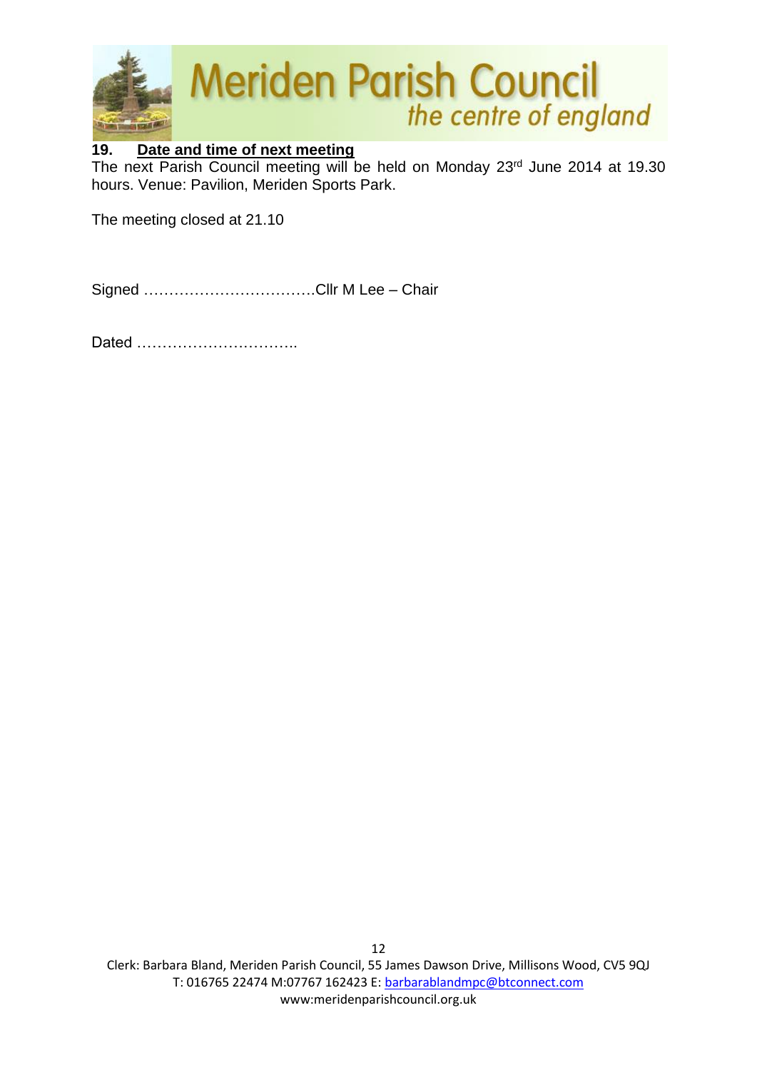**19. Date and time of next meeting**

The next Parish Council meeting will be held on Monday 23rd June 2014 at 19.30 hours. Venue: Pavilion, Meriden Sports Park.

The meeting closed at 21.10

Signed …………………………….Cllr M Lee – Chair

Dated …………………………..